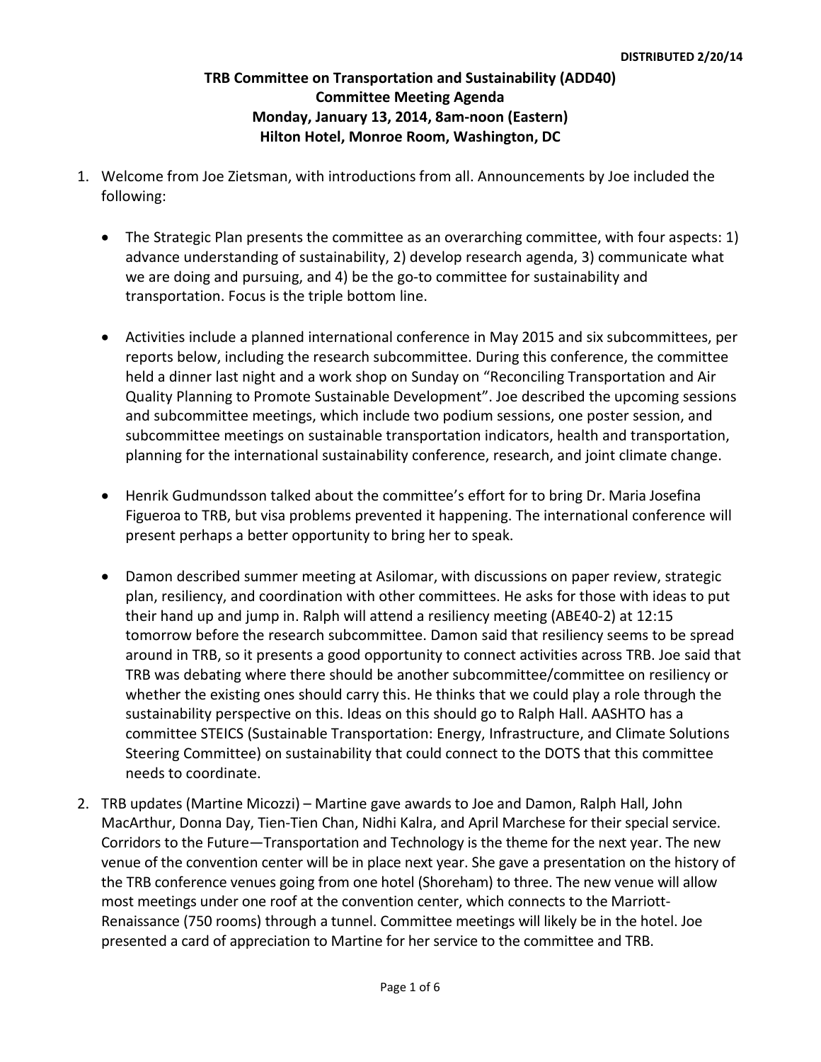DISTRIBUTED 2/20/14

# TRB Committee on Transportation and Sustainability (ADD40)
## Committee Meeting Agenda
## Monday, January 13, 2014, 8am-noon (Eastern)
## Hilton Hotel, Monroe Room, Washington, DC

1. Welcome from Joe Zietsman, with introductions from all. Announcements by Joe included the following:

   - The Strategic Plan presents the committee as an overarching committee, with four aspects: 1) advance understanding of sustainability, 2) develop research agenda, 3) communicate what we are doing and pursuing, and 4) be the go-to committee for sustainability and transportation. Focus is the triple bottom line.

   - Activities include a planned international conference in May 2015 and six subcommittees, per reports below, including the research subcommittee. During this conference, the committee held a dinner last night and a work shop on Sunday on "Reconciling Transportation and Air Quality Planning to Promote Sustainable Development". Joe described the upcoming sessions and subcommittee meetings, which include two podium sessions, one poster session, and subcommittee meetings on sustainable transportation indicators, health and transportation, planning for the international sustainability conference, research, and joint climate change.

   - Henrik Gudmundsson talked about the committee's effort for to bring Dr. Maria Josefina Figueroa to TRB, but visa problems prevented it happening. The international conference will present perhaps a better opportunity to bring her to speak.

   - Damon described summer meeting at Asilomar, with discussions on paper review, strategic plan, resiliency, and coordination with other committees. He asks for those with ideas to put their hand up and jump in. Ralph will attend a resiliency meeting (ABE40-2) at 12:15 tomorrow before the research subcommittee. Damon said that resiliency seems to be spread around in TRB, so it presents a good opportunity to connect activities across TRB. Joe said that TRB was debating where there should be another subcommittee/committee on resiliency or whether the existing ones should carry this. He thinks that we could play a role through the sustainability perspective on this. Ideas on this should go to Ralph Hall. AASHTO has a committee STEICS (Sustainable Transportation: Energy, Infrastructure, and Climate Solutions Steering Committee) on sustainability that could connect to the DOTS that this committee needs to coordinate.

2. TRB updates (Martine Micozzi) – Martine gave awards to Joe and Damon, Ralph Hall, John MacArthur, Donna Day, Tien-Tien Chan, Nidhi Kalra, and April Marchese for their special service. Corridors to the Future—Transportation and Technology is the theme for the next year. The new venue of the convention center will be in place next year. She gave a presentation on the history of the TRB conference venues going from one hotel (Shoreham) to three. The new venue will allow most meetings under one roof at the convention center, which connects to the Marriott-Renaissance (750 rooms) through a tunnel. Committee meetings will likely be in the hotel. Joe presented a card of appreciation to Martine for her service to the committee and TRB.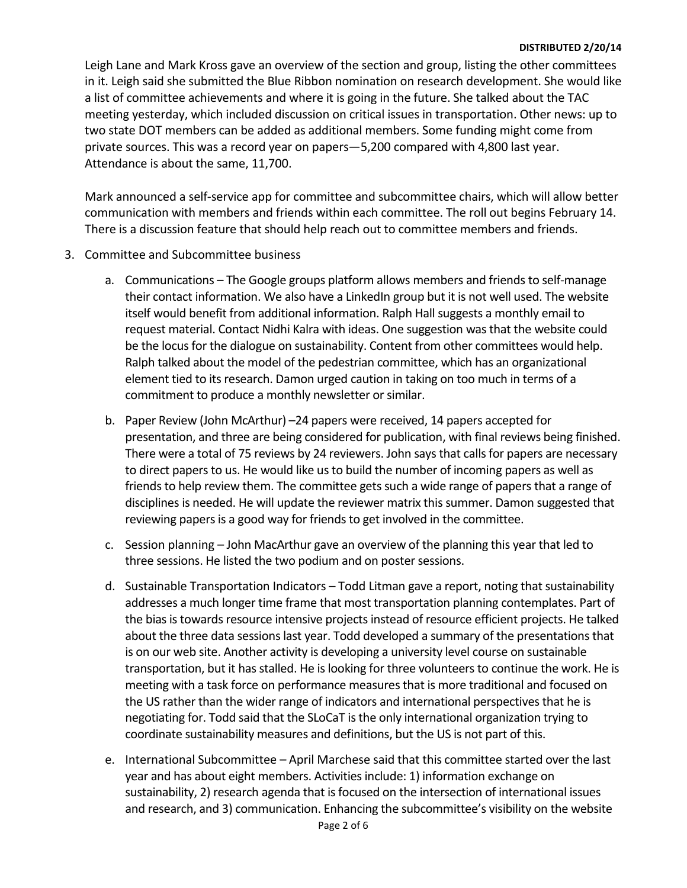Leigh Lane and Mark Kross gave an overview of the section and group, listing the other committees in it. Leigh said she submitted the Blue Ribbon nomination on research development. She would like a list of committee achievements and where it is going in the future. She talked about the TAC meeting yesterday, which included discussion on critical issues in transportation. Other news: up to two state DOT members can be added as additional members. Some funding might come from private sources. This was a record year on papers—5,200 compared with 4,800 last year. Attendance is about the same, 11,700.

Mark announced a self-service app for committee and subcommittee chairs, which will allow better communication with members and friends within each committee. The roll out begins February 14. There is a discussion feature that should help reach out to committee members and friends.

3. Committee and Subcommittee business

   a. Communications – The Google groups platform allows members and friends to self-manage their contact information. We also have a LinkedIn group but it is not well used. The website itself would benefit from additional information. Ralph Hall suggests a monthly email to request material. Contact Nidhi Kalra with ideas. One suggestion was that the website could be the locus for the dialogue on sustainability. Content from other committees would help. Ralph talked about the model of the pedestrian committee, which has an organizational element tied to its research. Damon urged caution in taking on too much in terms of a commitment to produce a monthly newsletter or similar.

   b. Paper Review (John McArthur) –24 papers were received, 14 papers accepted for presentation, and three are being considered for publication, with final reviews being finished. There were a total of 75 reviews by 24 reviewers. John says that calls for papers are necessary to direct papers to us. He would like us to build the number of incoming papers as well as friends to help review them. The committee gets such a wide range of papers that a range of disciplines is needed. He will update the reviewer matrix this summer. Damon suggested that reviewing papers is a good way for friends to get involved in the committee.

   c. Session planning – John MacArthur gave an overview of the planning this year that led to three sessions. He listed the two podium and on poster sessions.

   d. Sustainable Transportation Indicators – Todd Litman gave a report, noting that sustainability addresses a much longer time frame that most transportation planning contemplates. Part of the bias is towards resource intensive projects instead of resource efficient projects. He talked about the three data sessions last year. Todd developed a summary of the presentations that is on our web site. Another activity is developing a university level course on sustainable transportation, but it has stalled. He is looking for three volunteers to continue the work. He is meeting with a task force on performance measures that is more traditional and focused on the US rather than the wider range of indicators and international perspectives that he is negotiating for. Todd said that the SLoCaT is the only international organization trying to coordinate sustainability measures and definitions, but the US is not part of this.

   e. International Subcommittee – April Marchese said that this committee started over the last year and has about eight members. Activities include: 1) information exchange on sustainability, 2) research agenda that is focused on the intersection of international issues and research, and 3) communication. Enhancing the subcommittee's visibility on the website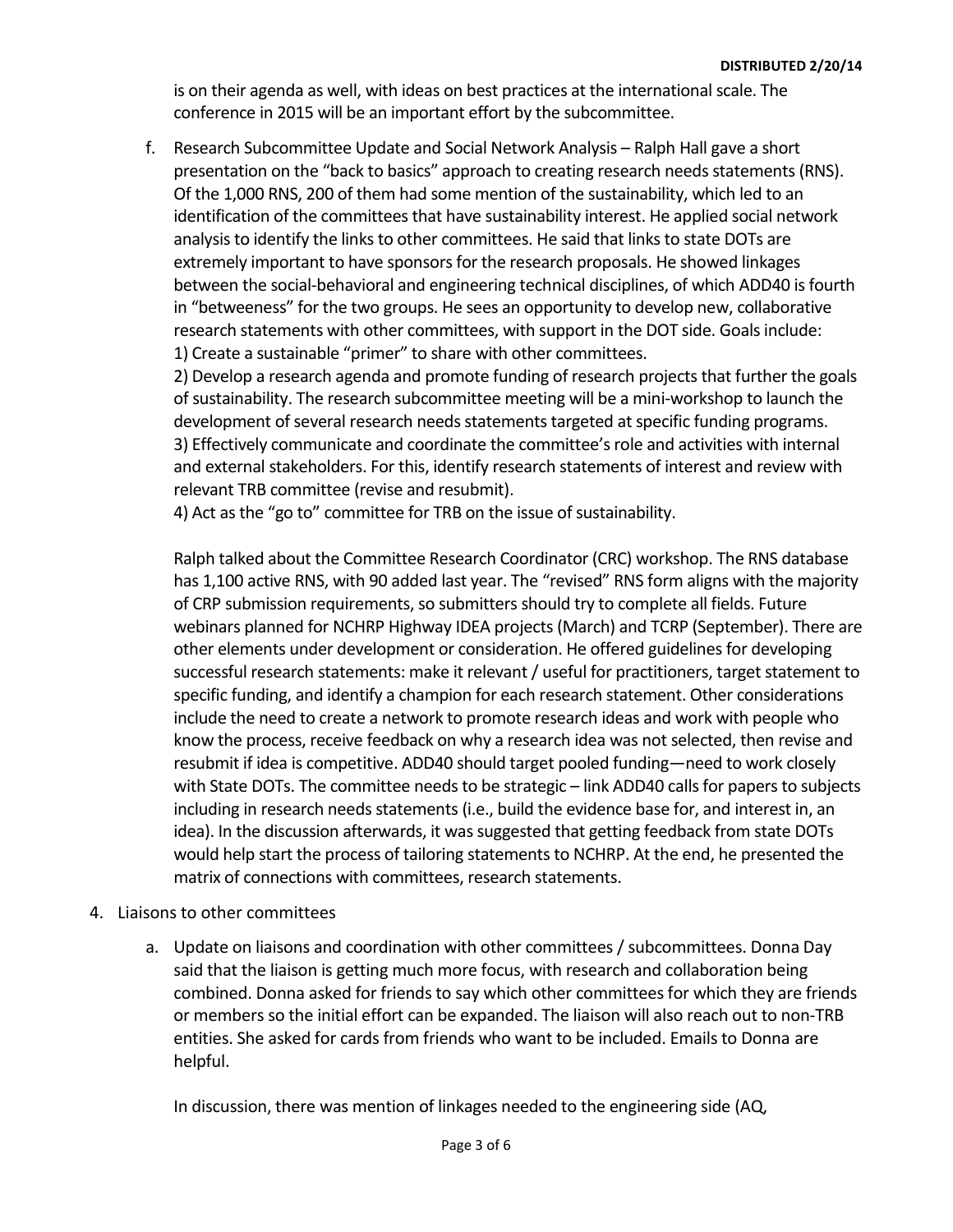is on their agenda as well, with ideas on best practices at the international scale. The conference in 2015 will be an important effort by the subcommittee.

f. Research Subcommittee Update and Social Network Analysis – Ralph Hall gave a short presentation on the "back to basics" approach to creating research needs statements (RNS). Of the 1,000 RNS, 200 of them had some mention of the sustainability, which led to an identification of the committees that have sustainability interest. He applied social network analysis to identify the links to other committees. He said that links to state DOTs are extremely important to have sponsors for the research proposals. He showed linkages between the social-behavioral and engineering technical disciplines, of which ADD40 is fourth in "betweeness" for the two groups. He sees an opportunity to develop new, collaborative research statements with other committees, with support in the DOT side. Goals include:
   1) Create a sustainable "primer" to share with other committees.
   2) Develop a research agenda and promote funding of research projects that further the goals of sustainability. The research subcommittee meeting will be a mini-workshop to launch the development of several research needs statements targeted at specific funding programs.
   3) Effectively communicate and coordinate the committee's role and activities with internal and external stakeholders. For this, identify research statements of interest and review with relevant TRB committee (revise and resubmit).
   4) Act as the "go to" committee for TRB on the issue of sustainability.

   Ralph talked about the Committee Research Coordinator (CRC) workshop. The RNS database has 1,100 active RNS, with 90 added last year. The "revised" RNS form aligns with the majority of CRP submission requirements, so submitters should try to complete all fields. Future webinars planned for NCHRP Highway IDEA projects (March) and TCRP (September). There are other elements under development or consideration. He offered guidelines for developing successful research statements: make it relevant / useful for practitioners, target statement to specific funding, and identify a champion for each research statement. Other considerations include the need to create a network to promote research ideas and work with people who know the process, receive feedback on why a research idea was not selected, then revise and resubmit if idea is competitive. ADD40 should target pooled funding—need to work closely with State DOTs. The committee needs to be strategic – link ADD40 calls for papers to subjects including in research needs statements (i.e., build the evidence base for, and interest in, an idea). In the discussion afterwards, it was suggested that getting feedback from state DOTs would help start the process of tailoring statements to NCHRP. At the end, he presented the matrix of connections with committees, research statements.

4. Liaisons to other committees

   a. Update on liaisons and coordination with other committees / subcommittees. Donna Day said that the liaison is getting much more focus, with research and collaboration being combined. Donna asked for friends to say which other committees for which they are friends or members so the initial effort can be expanded. The liaison will also reach out to non-TRB entities. She asked for cards from friends who want to be included. Emails to Donna are helpful.

   In discussion, there was mention of linkages needed to the engineering side (AQ,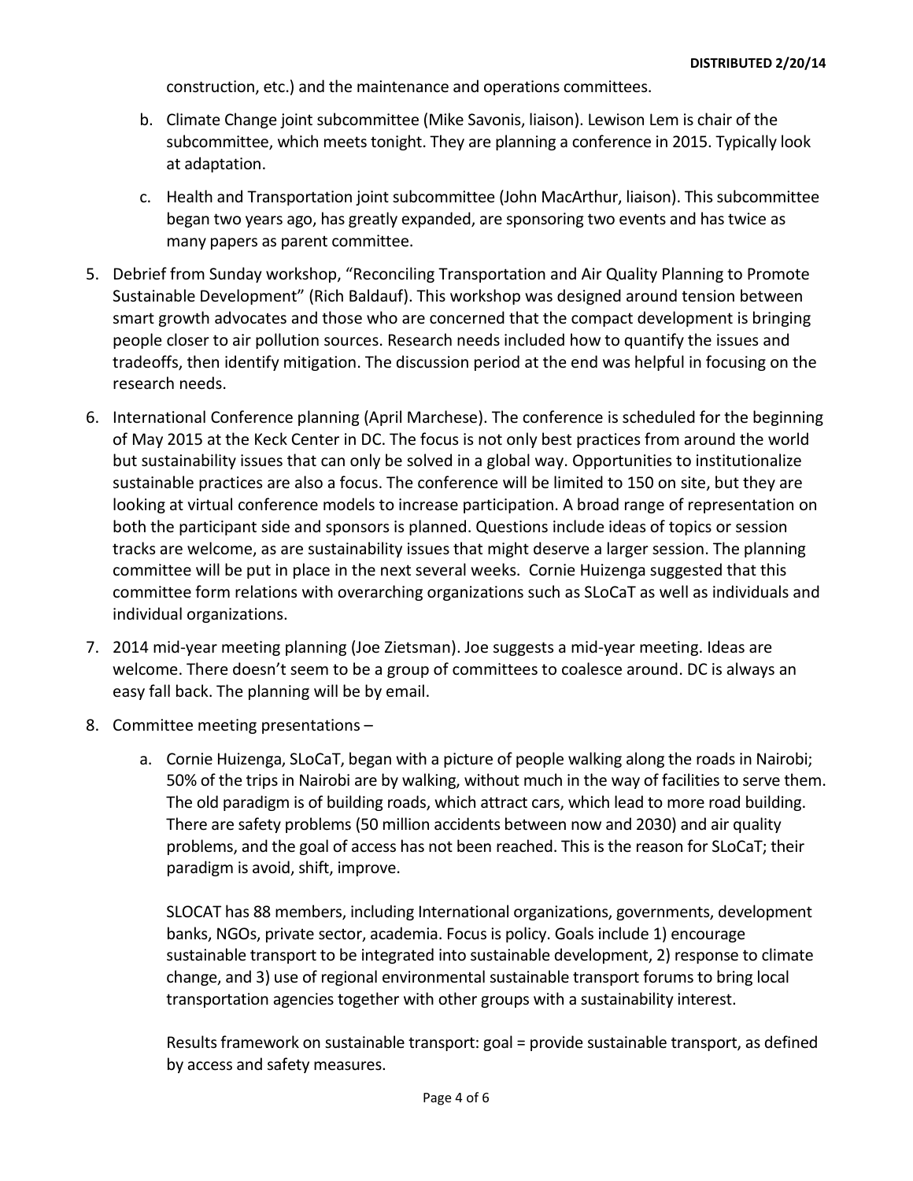construction, etc.) and the maintenance and operations committees.

   b. Climate Change joint subcommittee (Mike Savonis, liaison). Lewison Lem is chair of the subcommittee, which meets tonight. They are planning a conference in 2015. Typically look at adaptation.

   c. Health and Transportation joint subcommittee (John MacArthur, liaison). This subcommittee began two years ago, has greatly expanded, are sponsoring two events and has twice as many papers as parent committee.

5. Debrief from Sunday workshop, "Reconciling Transportation and Air Quality Planning to Promote Sustainable Development" (Rich Baldauf). This workshop was designed around tension between smart growth advocates and those who are concerned that the compact development is bringing people closer to air pollution sources. Research needs included how to quantify the issues and tradeoffs, then identify mitigation. The discussion period at the end was helpful in focusing on the research needs.

6. International Conference planning (April Marchese). The conference is scheduled for the beginning of May 2015 at the Keck Center in DC. The focus is not only best practices from around the world but sustainability issues that can only be solved in a global way. Opportunities to institutionalize sustainable practices are also a focus. The conference will be limited to 150 on site, but they are looking at virtual conference models to increase participation. A broad range of representation on both the participant side and sponsors is planned. Questions include ideas of topics or session tracks are welcome, as are sustainability issues that might deserve a larger session. The planning committee will be put in place in the next several weeks. Cornie Huizenga suggested that this committee form relations with overarching organizations such as SLoCaT as well as individuals and individual organizations.

7. 2014 mid-year meeting planning (Joe Zietsman). Joe suggests a mid-year meeting. Ideas are welcome. There doesn't seem to be a group of committees to coalesce around. DC is always an easy fall back. The planning will be by email.

8. Committee meeting presentations –

   a. Cornie Huizenga, SLoCaT, began with a picture of people walking along the roads in Nairobi; 50% of the trips in Nairobi are by walking, without much in the way of facilities to serve them. The old paradigm is of building roads, which attract cars, which lead to more road building. There are safety problems (50 million accidents between now and 2030) and air quality problems, and the goal of access has not been reached. This is the reason for SLoCaT; their paradigm is avoid, shift, improve.

      SLOCAT has 88 members, including International organizations, governments, development banks, NGOs, private sector, academia. Focus is policy. Goals include 1) encourage sustainable transport to be integrated into sustainable development, 2) response to climate change, and 3) use of regional environmental sustainable transport forums to bring local transportation agencies together with other groups with a sustainability interest.

      Results framework on sustainable transport: goal = provide sustainable transport, as defined by access and safety measures.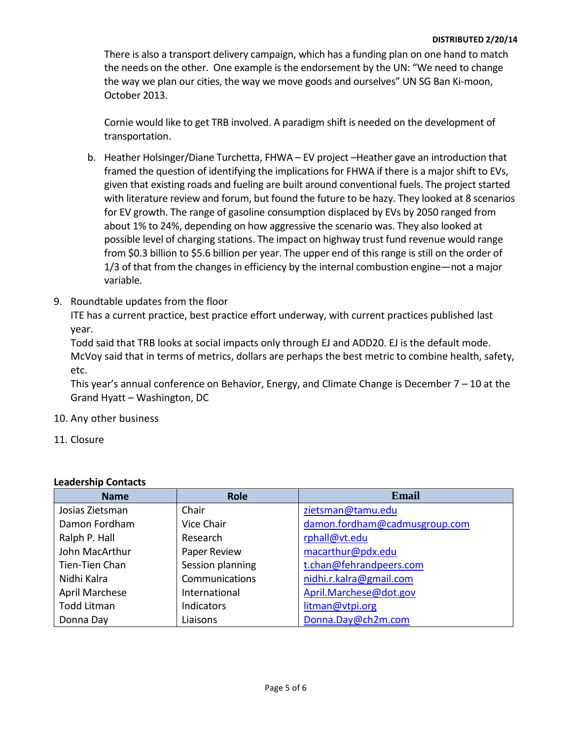**DISTRIBUTED 2/20/14**

There is also a transport delivery campaign, which has a funding plan on one hand to match the needs on the other. One example is the endorsement by the UN: "We need to change the way we plan our cities, the way we move goods and ourselves" UN SG Ban Ki-moon, October 2013.

Cornie would like to get TRB involved. A paradigm shift is needed on the development of transportation.

b. Heather Holsinger/Diane Turchetta, FHWA – EV project –Heather gave an introduction that framed the question of identifying the implications for FHWA if there is a major shift to EVs, given that existing roads and fueling are built around conventional fuels. The project started with literature review and forum, but found the future to be hazy. They looked at 8 scenarios for EV growth. The range of gasoline consumption displaced by EVs by 2050 ranged from about 1% to 24%, depending on how aggressive the scenario was. They also looked at possible level of charging stations. The impact on highway trust fund revenue would range from \$0.3 billion to \$5.6 billion per year. The upper end of this range is still on the order of 1/3 of that from the changes in efficiency by the internal combustion engine—not a major variable.

9. Roundtable updates from the floor

   ITE has a current practice, best practice effort underway, with current practices published last year.

   Todd said that TRB looks at social impacts only through EJ and ADD20. EJ is the default mode.

   McVoy said that in terms of metrics, dollars are perhaps the best metric to combine health, safety, etc.

   This year's annual conference on Behavior, Energy, and Climate Change is December 7 – 10 at the Grand Hyatt – Washington, DC

10. Any other business

11. Closure

**Leadership Contacts**

| Name | Role | Email |
|---|---|---|
| Josias Zietsman | Chair | zietsman@tamu.edu |
| Damon Fordham | Vice Chair | damon.fordham@cadmusgroup.com |
| Ralph P. Hall | Research | rphall@vt.edu |
| John MacArthur | Paper Review | macarthur@pdx.edu |
| Tien-Tien Chan | Session planning | t.chan@fehrandpeers.com |
| Nidhi Kalra | Communications | nidhi.r.kalra@gmail.com |
| April Marchese | International | April.Marchese@dot.gov |
| Todd Litman | Indicators | litman@vtpi.org |
| Donna Day | Liaisons | Donna.Day@ch2m.com |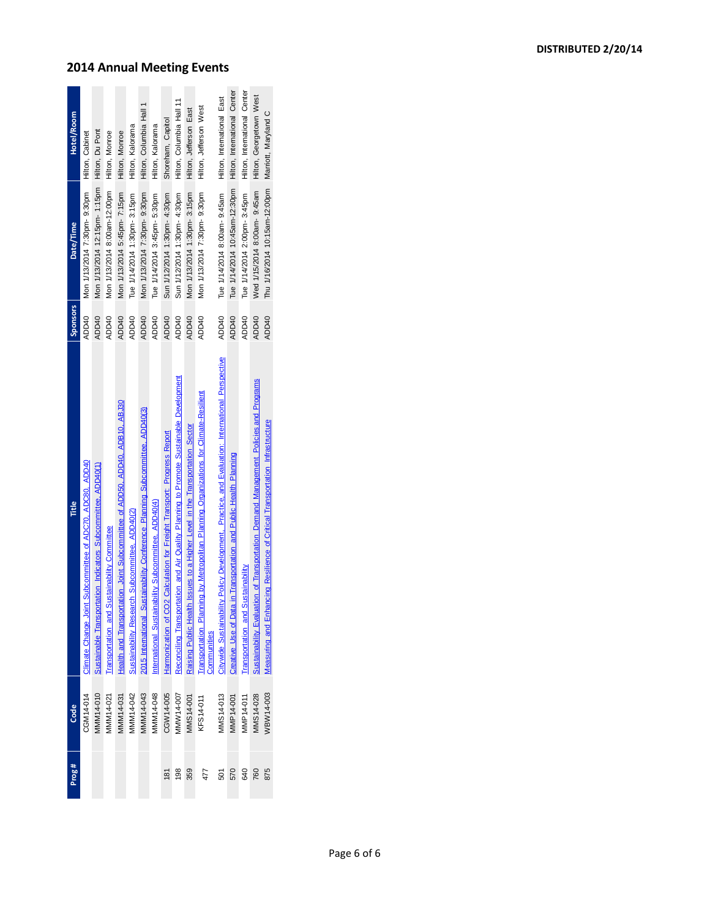**DISTRIBUTED 2/20/14**

## 2014 Annual Meeting Events

| Prog # | Code | Title | Sponsors | Date/Time | Hotel/Room |
|---|---|---|---|---|---|
| | CGM14-014 | Climate Change Joint Subcommittee of ADC70, ADC80, ADD40 | ADD40 | Mon 1/13/2014 7:30pm- 9:30pm | Hilton, Cabinet |
| | MMM14-010 | Sustainable Transportation Indicators Subcommittee, ADD40(1) | ADD40 | Mon 1/13/2014 12:15pm- 1:15pm | Hilton, Du Pont |
| | MMM14-021 | Transportation and Sustainability Committee | ADD40 | Mon 1/13/2014 8:00am-12:00pm | Hilton, Monroe |
| | MMM14-031 | Health and Transportation Joint Subcommittee of ADD50, ADD40, ADB10, ABJ30 | ADD40 | Mon 1/13/2014 5:45pm- 7:15pm | Hilton, Monroe |
| | MMM14-042 | Sustainability Research Subcommittee, ADD40(2) | ADD40 | Tue 1/14/2014 1:30pm- 3:15pm | Hilton, Kalorama |
| | MMM14-043 | 2015 International Sustainability Conference Planning Subcommittee, ADD40(3) | ADD40 | Mon 1/13/2014 7:30pm- 9:30pm | Hilton, Columbia Hall 1 |
| | MMM14-048 | International Sustainability Subcommittee, ADD40(4) | ADD40 | Tue 1/14/2014 3:45pm- 5:30pm | Hilton, Kalorama |
| 181 | CGW14-005 | Harmonization of CO2 Calculation for Freight Transport: Progress Report | ADD40 | Sun 1/12/2014 1:30pm- 4:30pm | Shoreham, Capitol |
| 198 | MMW14-007 | Reconciling Transportation and Air Quality Planning to Promote Sustainable Development | ADD40 | Sun 1/12/2014 1:30pm- 4:30pm | Hilton, Columbia Hall 11 |
| 359 | MMS14-001 | Raising Public Health Issues to a Higher Level in the Transportation Sector | ADD40 | Mon 1/13/2014 1:30pm- 3:15pm | Hilton, Jefferson East |
| 477 | KFS14-011 | Transportation Planning by Metropolitan Planning Organizations for Climate-Resilient Communities | ADD40 | Mon 1/13/2014 7:30pm- 9:30pm | Hilton, Jefferson West |
| 501 | MMS14-013 | Citywide Sustainability Policy Development, Practice, and Evaluation: International Perspective | ADD40 | Tue 1/14/2014 8:00am- 9:45am | Hilton, International East |
| 570 | MMP14-001 | Creative Use of Data in Transportation and Public Health Planning | ADD40 | Tue 1/14/2014 10:45am-12:30pm | Hilton, International Center |
| 640 | MMP14-011 | Transportation and Sustainability | ADD40 | Tue 1/14/2014 2:00pm- 3:45pm | Hilton, International Center |
| 760 | MMS14-028 | Sustainability Evaluation of Transportation Demand Management Policies and Programs | ADD40 | Wed 1/15/2014 8:00am- 9:45am | Hilton, Georgetown West |
| 875 | WBW14-003 | Measuring and Enhancing Resilience of Critical Transportation Infrastructure | ADD40 | Thu 1/16/2014 10:15am-12:00pm | Marriott, Maryland C |